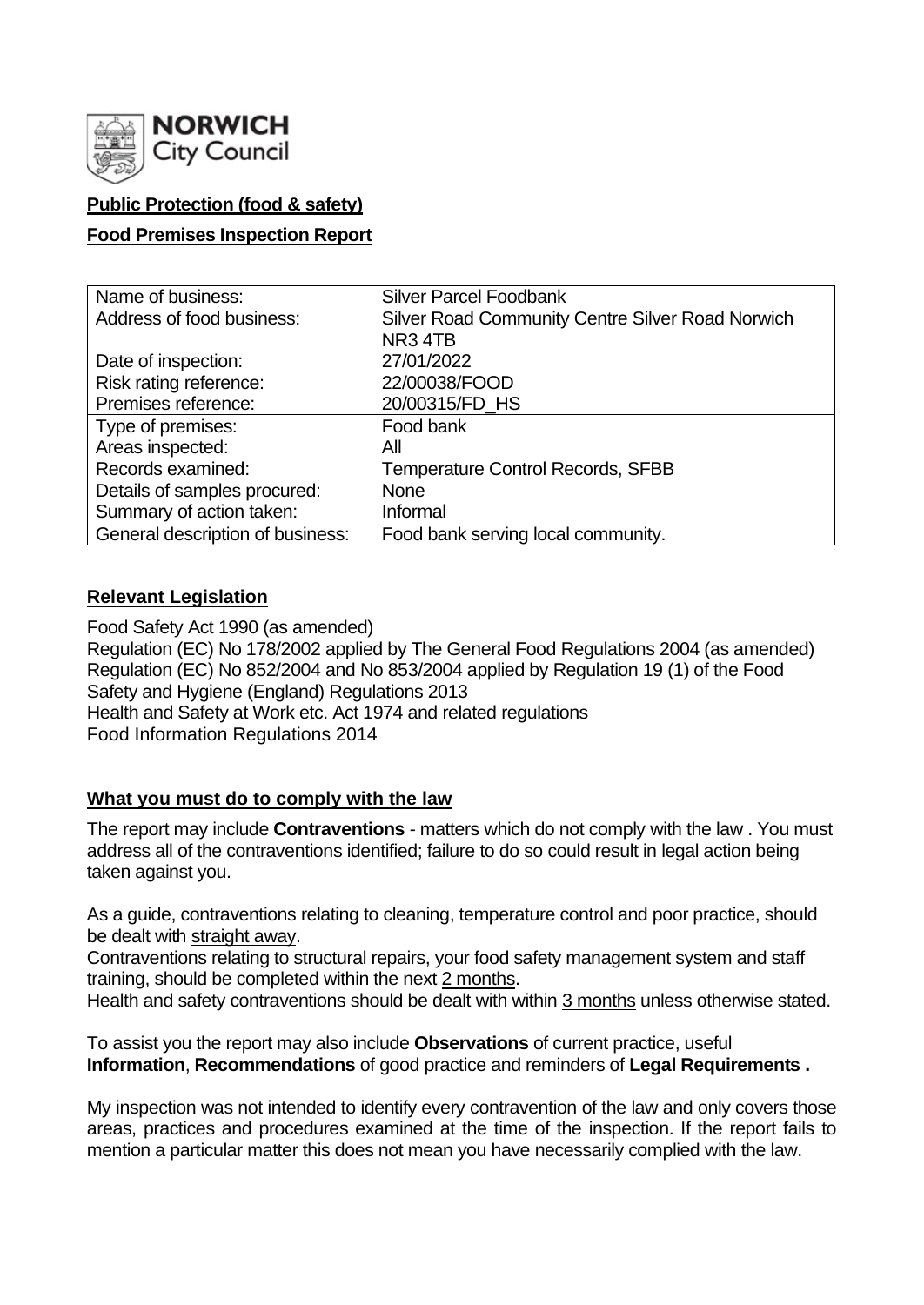**NORWICH City Council**

**Public Protection (food & safety)**

**Food Premises Inspection Report**

| Name of business: | Silver Parcel Foodbank |
|---|---|
| Address of food business: | Silver Road Community Centre Silver Road Norwich NR3 4TB |
| Date of inspection: | 27/01/2022 |
| Risk rating reference: | 22/00038/FOOD |
| Premises reference: | 20/00315/FD_HS |
| Type of premises: | Food bank |
| Areas inspected: | All |
| Records examined: | Temperature Control Records, SFBB |
| Details of samples procured: | None |
| Summary of action taken: | Informal |
| General description of business: | Food bank serving local community. |

## Relevant Legislation

Food Safety Act 1990 (as amended)
Regulation (EC) No 178/2002 applied by The General Food Regulations 2004 (as amended)
Regulation (EC) No 852/2004 and No 853/2004 applied by Regulation 19 (1) of the Food Safety and Hygiene (England) Regulations 2013
Health and Safety at Work etc. Act 1974 and related regulations
Food Information Regulations 2014

## What you must do to comply with the law

The report may include **Contraventions** - matters which do not comply with the law . You must address all of the contraventions identified; failure to do so could result in legal action being taken against you.

As a guide, contraventions relating to cleaning, temperature control and poor practice, should be dealt with straight away.
Contraventions relating to structural repairs, your food safety management system and staff training, should be completed within the next 2 months.
Health and safety contraventions should be dealt with within 3 months unless otherwise stated.

To assist you the report may also include **Observations** of current practice, useful **Information**, **Recommendations** of good practice and reminders of **Legal Requirements .**

My inspection was not intended to identify every contravention of the law and only covers those areas, practices and procedures examined at the time of the inspection. If the report fails to mention a particular matter this does not mean you have necessarily complied with the law.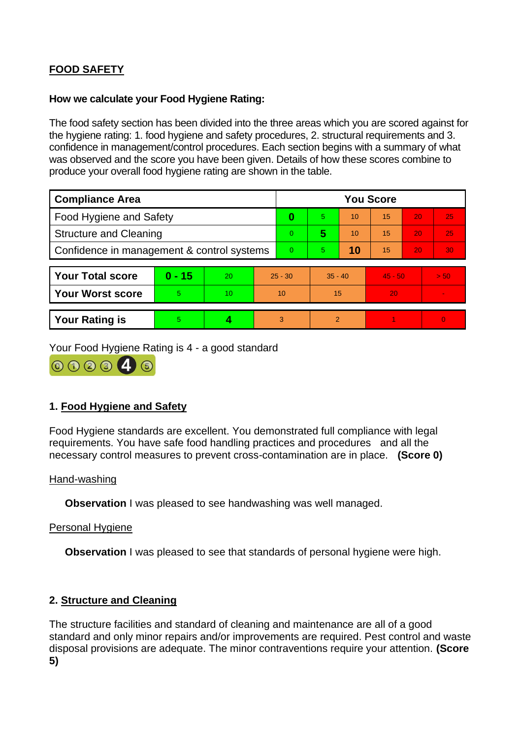**FOOD SAFETY**

**How we calculate your Food Hygiene Rating:**

The food safety section has been divided into the three areas which you are scored against for the hygiene rating: 1. food hygiene and safety procedures, 2. structural requirements and 3. confidence in management/control procedures. Each section begins with a summary of what was observed and the score you have been given. Details of how these scores combine to produce your overall food hygiene rating are shown in the table.

| Compliance Area | You Score | | | | | |
|---|---|---|---|---|---|---|
| Food Hygiene and Safety | **0** | 5 | 10 | 15 | 20 | 25 |
| Structure and Cleaning | 0 | **5** | 10 | 15 | 20 | 25 |
| Confidence in management & control systems | 0 | 5 | **10** | 15 | 20 | 30 |

| | | | | | | |
|---|---|---|---|---|---|---|
| **Your Total score** | **0 - 15** | 20 | 25 - 30 | 35 - 40 | 45 - 50 | > 50 |
| **Your Worst score** | 5 | 10 | 10 | 15 | 20 | - |

| | | | | | | |
|---|---|---|---|---|---|---|
| **Your Rating is** | 5 | **4** | 3 | 2 | 1 | 0 |

Your Food Hygiene Rating is 4 - a good standard

## 1. Food Hygiene and Safety

Food Hygiene standards are excellent. You demonstrated full compliance with legal requirements. You have safe food handling practices and procedures and all the necessary control measures to prevent cross-contamination are in place. **(Score 0)**

Hand-washing

**Observation** I was pleased to see handwashing was well managed.

Personal Hygiene

**Observation** I was pleased to see that standards of personal hygiene were high.

## 2. Structure and Cleaning

The structure facilities and standard of cleaning and maintenance are all of a good standard and only minor repairs and/or improvements are required. Pest control and waste disposal provisions are adequate. The minor contraventions require your attention. **(Score 5)**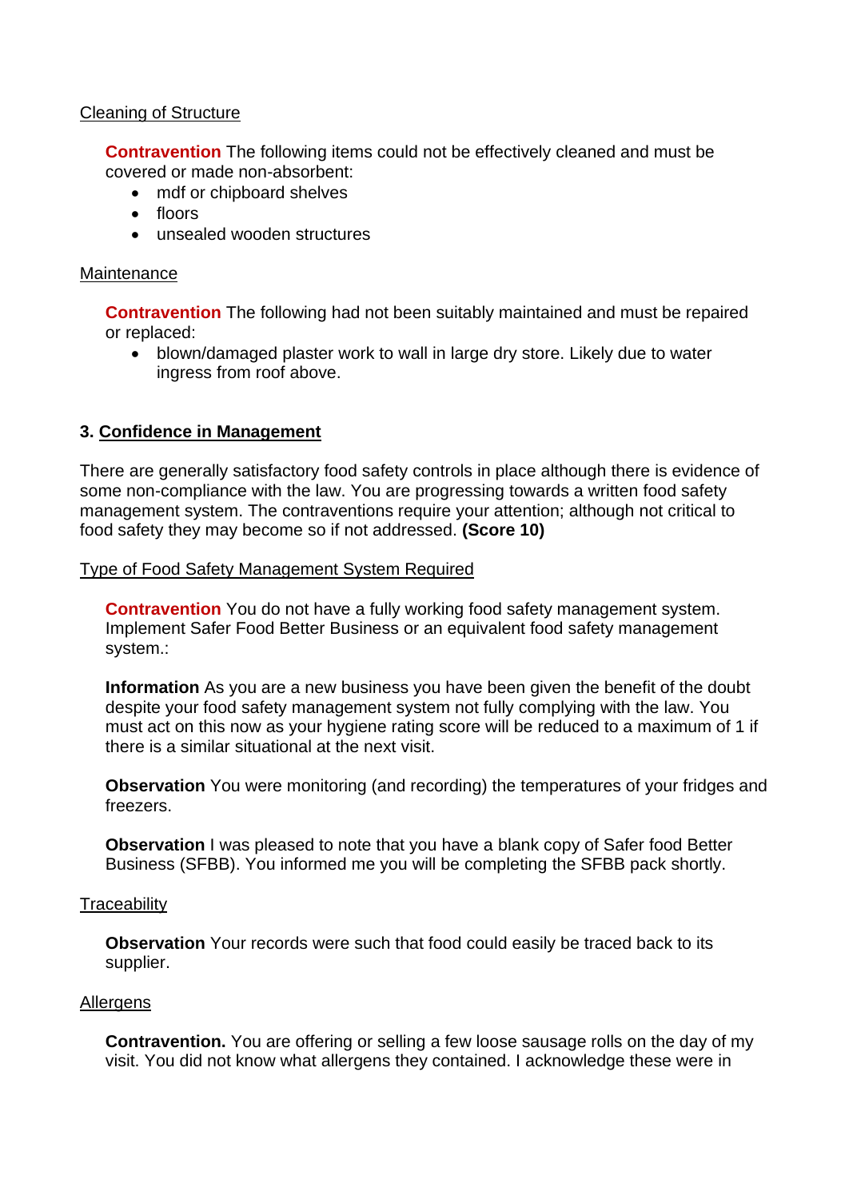Cleaning of Structure

**Contravention** The following items could not be effectively cleaned and must be covered or made non-absorbent:

- mdf or chipboard shelves
- floors
- unsealed wooden structures

Maintenance

**Contravention** The following had not been suitably maintained and must be repaired or replaced:

- blown/damaged plaster work to wall in large dry store. Likely due to water ingress from roof above.

### 3. Confidence in Management

There are generally satisfactory food safety controls in place although there is evidence of some non-compliance with the law. You are progressing towards a written food safety management system. The contraventions require your attention; although not critical to food safety they may become so if not addressed. **(Score 10)**

Type of Food Safety Management System Required

**Contravention** You do not have a fully working food safety management system. Implement Safer Food Better Business or an equivalent food safety management system.:

**Information** As you are a new business you have been given the benefit of the doubt despite your food safety management system not fully complying with the law. You must act on this now as your hygiene rating score will be reduced to a maximum of 1 if there is a similar situational at the next visit.

**Observation** You were monitoring (and recording) the temperatures of your fridges and freezers.

**Observation** I was pleased to note that you have a blank copy of Safer food Better Business (SFBB). You informed me you will be completing the SFBB pack shortly.

Traceability

**Observation** Your records were such that food could easily be traced back to its supplier.

Allergens

**Contravention.** You are offering or selling a few loose sausage rolls on the day of my visit. You did not know what allergens they contained. I acknowledge these were in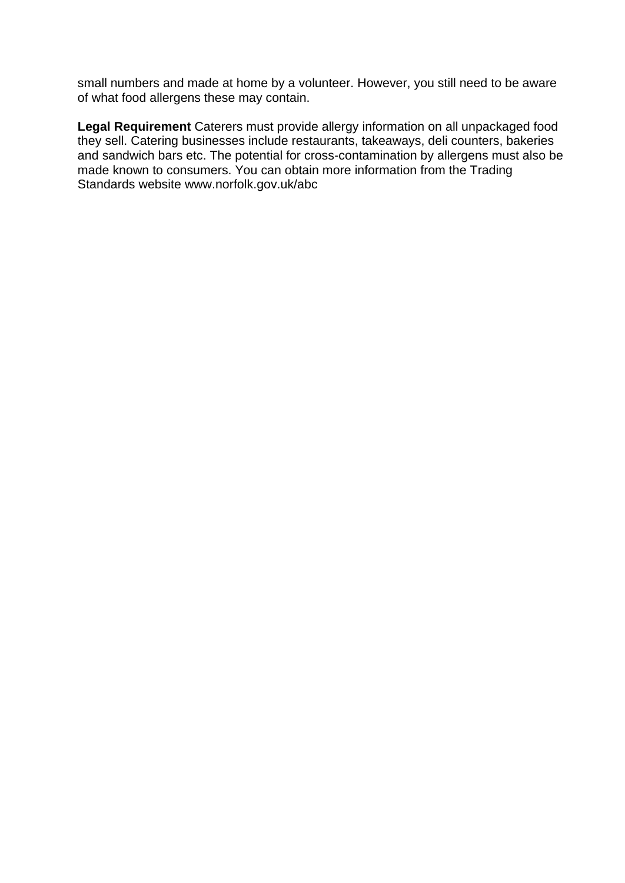small numbers and made at home by a volunteer. However, you still need to be aware of what food allergens these may contain.

**Legal Requirement** Caterers must provide allergy information on all unpackaged food they sell. Catering businesses include restaurants, takeaways, deli counters, bakeries and sandwich bars etc. The potential for cross-contamination by allergens must also be made known to consumers. You can obtain more information from the Trading Standards website www.norfolk.gov.uk/abc